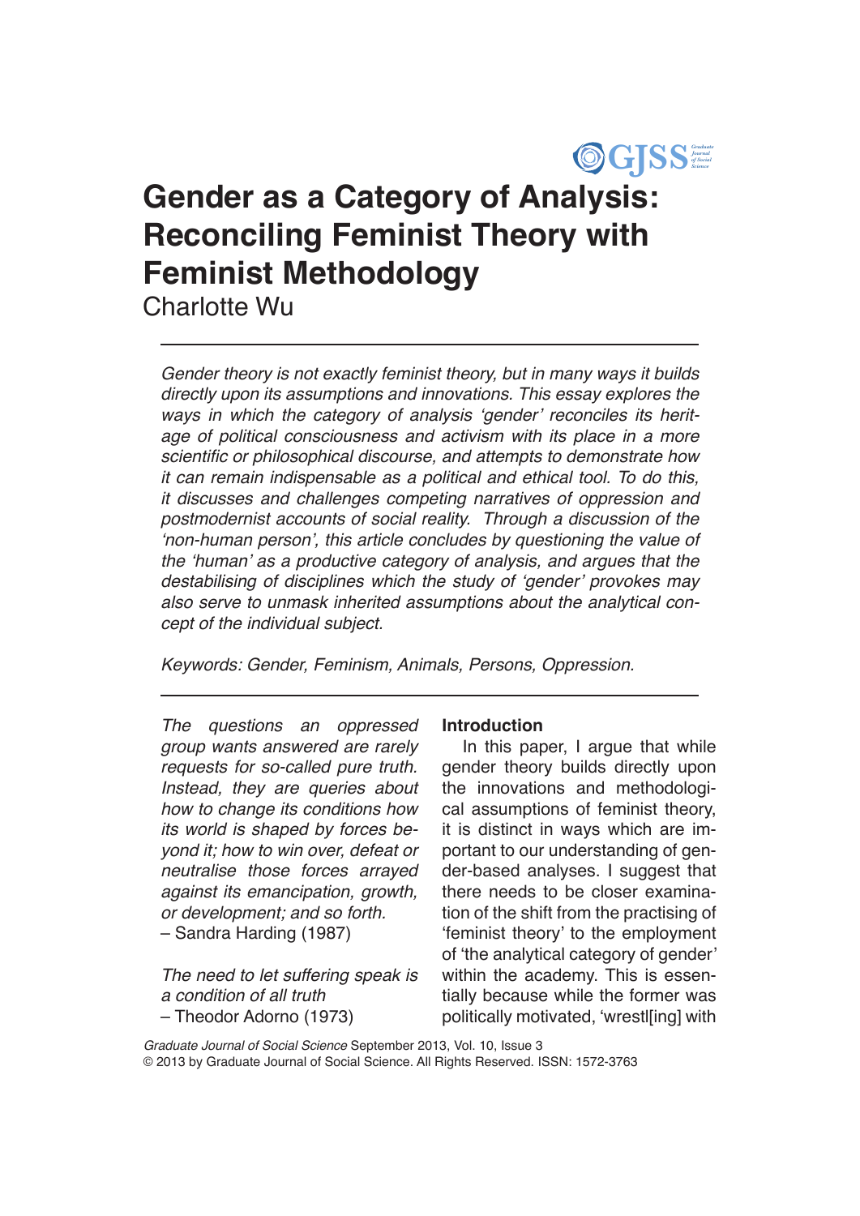# Gender as a Category of Analysis: Reconciling Feminist Theory with Feminist Methodology

Charlotte Wu

*Gender theory is not exactly feminist theory, but in many ways it builds directly upon its assumptions and innovations. This essay explores the ways in which the category of analysis 'gender' reconciles its heritage of political consciousness and activism with its place in a more scientific or philosophical discourse, and attempts to demonstrate how it can remain indispensable as a political and ethical tool. To do this, it discusses and challenges competing narratives of oppression and postmodernist accounts of social reality. Through a discussion of the 'non-human person', this article concludes by questioning the value of the 'human' as a productive category of analysis, and argues that the destabilising of disciplines which the study of 'gender' provokes may also serve to unmask inherited assumptions about the analytical concept of the individual subject.*

*Keywords: Gender, Feminism, Animals, Persons, Oppression.*

*The questions an oppressed group wants answered are rarely requests for so-called pure truth. Instead, they are queries about how to change its conditions how its world is shaped by forces beyond it; how to win over, defeat or neutralise those forces arrayed against its emancipation, growth, or development; and so forth.*
– Sandra Harding (1987)

*The need to let suffering speak is a condition of all truth*
– Theodor Adorno (1973)

## Introduction

In this paper, I argue that while gender theory builds directly upon the innovations and methodological assumptions of feminist theory, it is distinct in ways which are important to our understanding of gender-based analyses. I suggest that there needs to be closer examination of the shift from the practising of 'feminist theory' to the employment of 'the analytical category of gender' within the academy. This is essentially because while the former was politically motivated, 'wrestl[ing] with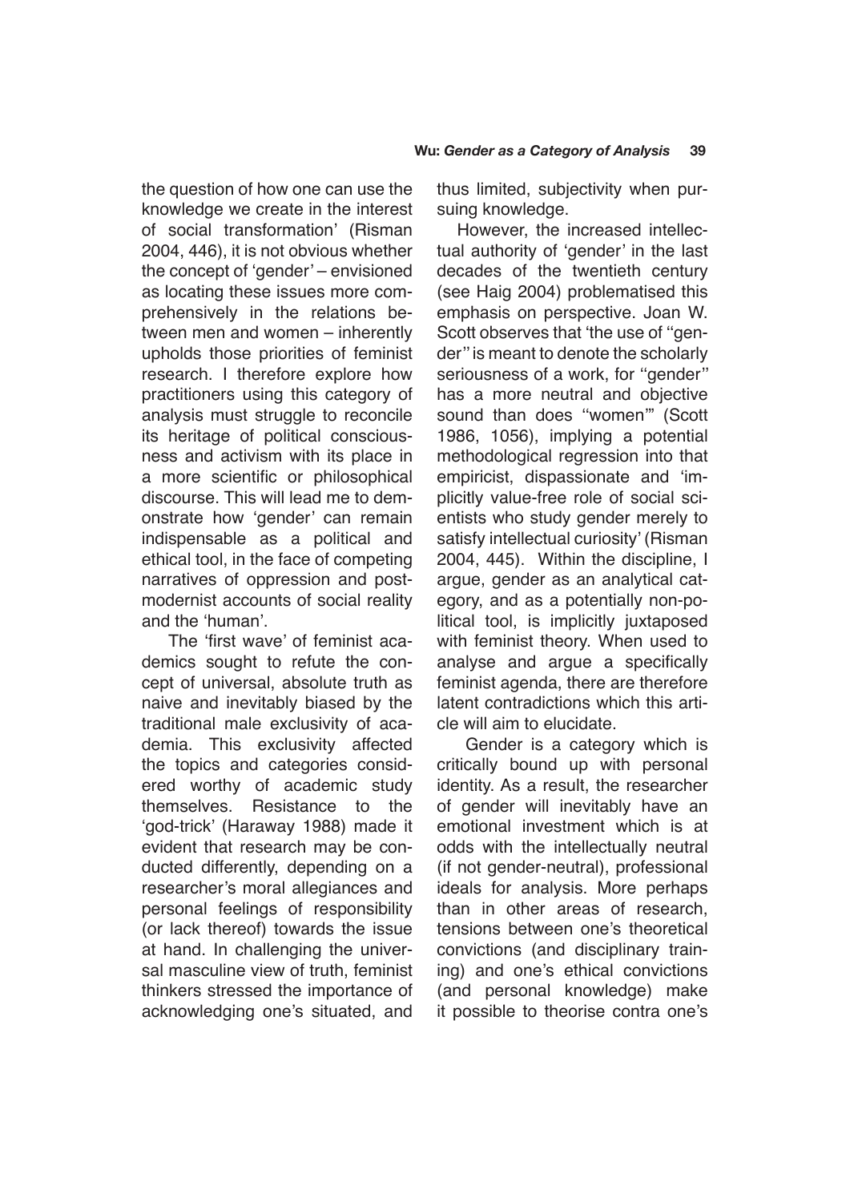the question of how one can use the knowledge we create in the interest of social transformation' (Risman 2004, 446), it is not obvious whether the concept of 'gender' – envisioned as locating these issues more comprehensively in the relations between men and women – inherently upholds those priorities of feminist research. I therefore explore how practitioners using this category of analysis must struggle to reconcile its heritage of political consciousness and activism with its place in a more scientific or philosophical discourse. This will lead me to demonstrate how 'gender' can remain indispensable as a political and ethical tool, in the face of competing narratives of oppression and postmodernist accounts of social reality and the 'human'.

The 'first wave' of feminist academics sought to refute the concept of universal, absolute truth as naive and inevitably biased by the traditional male exclusivity of academia. This exclusivity affected the topics and categories considered worthy of academic study themselves. Resistance to the 'god-trick' (Haraway 1988) made it evident that research may be conducted differently, depending on a researcher's moral allegiances and personal feelings of responsibility (or lack thereof) towards the issue at hand. In challenging the universal masculine view of truth, feminist thinkers stressed the importance of acknowledging one's situated, and thus limited, subjectivity when pursuing knowledge.

However, the increased intellectual authority of 'gender' in the last decades of the twentieth century (see Haig 2004) problematised this emphasis on perspective. Joan W. Scott observes that 'the use of "gender" is meant to denote the scholarly seriousness of a work, for "gender" has a more neutral and objective sound than does "women"' (Scott 1986, 1056), implying a potential methodological regression into that empiricist, dispassionate and 'implicitly value-free role of social scientists who study gender merely to satisfy intellectual curiosity' (Risman 2004, 445). Within the discipline, I argue, gender as an analytical category, and as a potentially non-political tool, is implicitly juxtaposed with feminist theory. When used to analyse and argue a specifically feminist agenda, there are therefore latent contradictions which this article will aim to elucidate.

Gender is a category which is critically bound up with personal identity. As a result, the researcher of gender will inevitably have an emotional investment which is at odds with the intellectually neutral (if not gender-neutral), professional ideals for analysis. More perhaps than in other areas of research, tensions between one's theoretical convictions (and disciplinary training) and one's ethical convictions (and personal knowledge) make it possible to theorise contra one's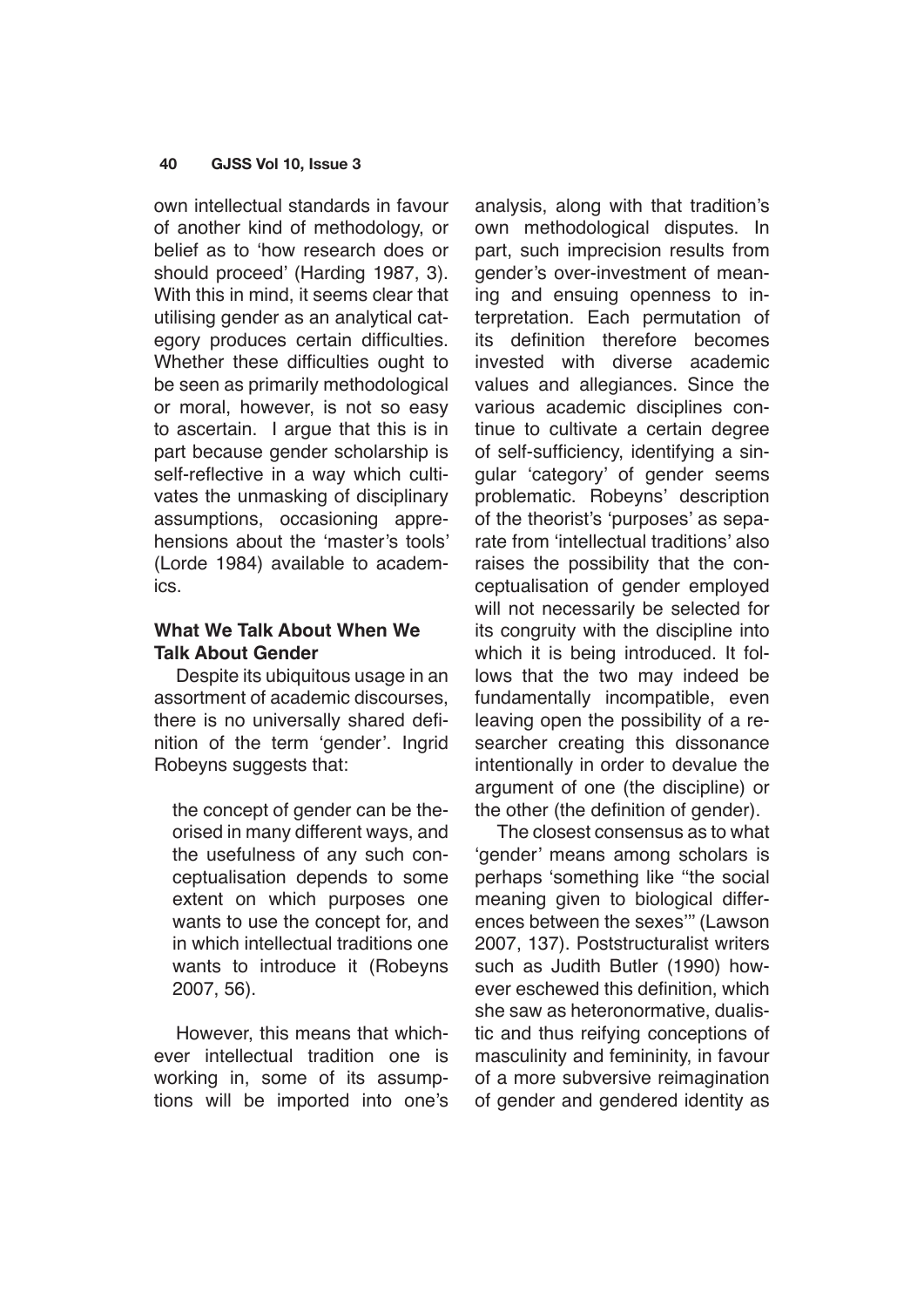own intellectual standards in favour of another kind of methodology, or belief as to 'how research does or should proceed' (Harding 1987, 3). With this in mind, it seems clear that utilising gender as an analytical category produces certain difficulties. Whether these difficulties ought to be seen as primarily methodological or moral, however, is not so easy to ascertain. I argue that this is in part because gender scholarship is self-reflective in a way which cultivates the unmasking of disciplinary assumptions, occasioning apprehensions about the 'master's tools' (Lorde 1984) available to academics.

### What We Talk About When We Talk About Gender

Despite its ubiquitous usage in an assortment of academic discourses, there is no universally shared definition of the term 'gender'. Ingrid Robeyns suggests that:

> the concept of gender can be theorised in many different ways, and the usefulness of any such conceptualisation depends to some extent on which purposes one wants to use the concept for, and in which intellectual traditions one wants to introduce it (Robeyns 2007, 56).

However, this means that whichever intellectual tradition one is working in, some of its assumptions will be imported into one's analysis, along with that tradition's own methodological disputes. In part, such imprecision results from gender's over-investment of meaning and ensuing openness to interpretation. Each permutation of its definition therefore becomes invested with diverse academic values and allegiances. Since the various academic disciplines continue to cultivate a certain degree of self-sufficiency, identifying a singular 'category' of gender seems problematic. Robeyns' description of the theorist's 'purposes' as separate from 'intellectual traditions' also raises the possibility that the conceptualisation of gender employed will not necessarily be selected for its congruity with the discipline into which it is being introduced. It follows that the two may indeed be fundamentally incompatible, even leaving open the possibility of a researcher creating this dissonance intentionally in order to devalue the argument of one (the discipline) or the other (the definition of gender).

The closest consensus as to what 'gender' means among scholars is perhaps 'something like "the social meaning given to biological differences between the sexes"' (Lawson 2007, 137). Poststructuralist writers such as Judith Butler (1990) however eschewed this definition, which she saw as heteronormative, dualistic and thus reifying conceptions of masculinity and femininity, in favour of a more subversive reimagination of gender and gendered identity as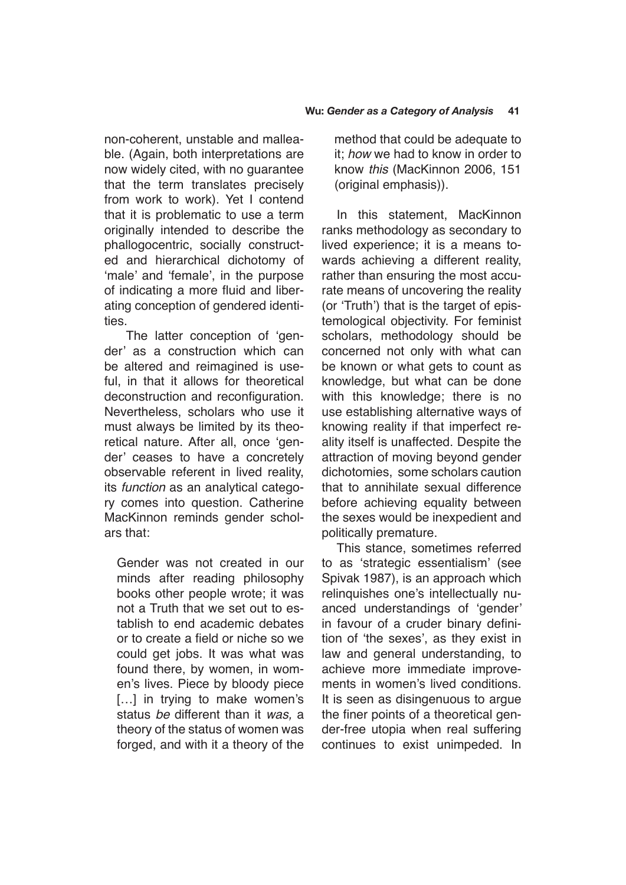non-coherent, unstable and malleable. (Again, both interpretations are now widely cited, with no guarantee that the term translates precisely from work to work). Yet I contend that it is problematic to use a term originally intended to describe the phallogocentric, socially constructed and hierarchical dichotomy of 'male' and 'female', in the purpose of indicating a more fluid and liberating conception of gendered identities.

The latter conception of 'gender' as a construction which can be altered and reimagined is useful, in that it allows for theoretical deconstruction and reconfiguration. Nevertheless, scholars who use it must always be limited by its theoretical nature. After all, once 'gender' ceases to have a concretely observable referent in lived reality, its *function* as an analytical category comes into question. Catherine MacKinnon reminds gender scholars that:

> Gender was not created in our minds after reading philosophy books other people wrote; it was not a Truth that we set out to establish to end academic debates or to create a field or niche so we could get jobs. It was what was found there, by women, in women's lives. Piece by bloody piece [...] in trying to make women's status *be* different than it *was,* a theory of the status of women was forged, and with it a theory of the method that could be adequate to it; *how* we had to know in order to know *this* (MacKinnon 2006, 151 (original emphasis)).

In this statement, MacKinnon ranks methodology as secondary to lived experience; it is a means towards achieving a different reality, rather than ensuring the most accurate means of uncovering the reality (or 'Truth') that is the target of epistemological objectivity. For feminist scholars, methodology should be concerned not only with what can be known or what gets to count as knowledge, but what can be done with this knowledge; there is no use establishing alternative ways of knowing reality if that imperfect reality itself is unaffected. Despite the attraction of moving beyond gender dichotomies, some scholars caution that to annihilate sexual difference before achieving equality between the sexes would be inexpedient and politically premature.

This stance, sometimes referred to as 'strategic essentialism' (see Spivak 1987), is an approach which relinquishes one's intellectually nuanced understandings of 'gender' in favour of a cruder binary definition of 'the sexes', as they exist in law and general understanding, to achieve more immediate improvements in women's lived conditions. It is seen as disingenuous to argue the finer points of a theoretical gender-free utopia when real suffering continues to exist unimpeded. In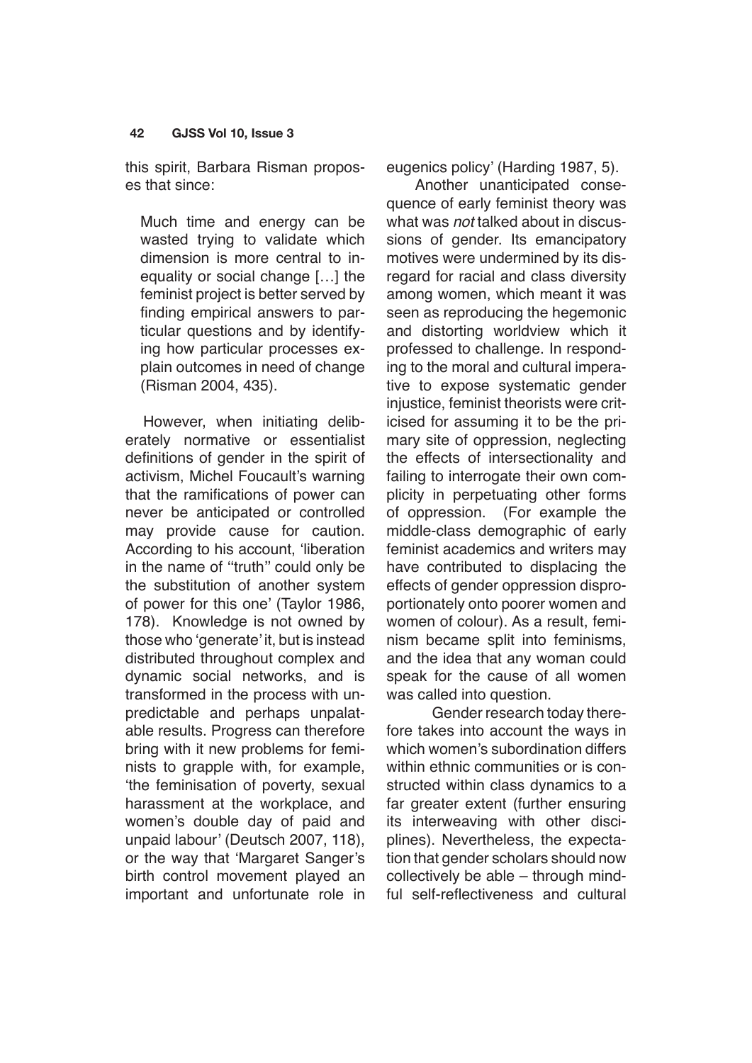this spirit, Barbara Risman proposes that since:

> Much time and energy can be wasted trying to validate which dimension is more central to inequality or social change […] the feminist project is better served by finding empirical answers to particular questions and by identifying how particular processes explain outcomes in need of change (Risman 2004, 435).

However, when initiating deliberately normative or essentialist definitions of gender in the spirit of activism, Michel Foucault's warning that the ramifications of power can never be anticipated or controlled may provide cause for caution. According to his account, 'liberation in the name of "truth" could only be the substitution of another system of power for this one' (Taylor 1986, 178). Knowledge is not owned by those who 'generate' it, but is instead distributed throughout complex and dynamic social networks, and is transformed in the process with unpredictable and perhaps unpalatable results. Progress can therefore bring with it new problems for feminists to grapple with, for example, 'the feminisation of poverty, sexual harassment at the workplace, and women's double day of paid and unpaid labour' (Deutsch 2007, 118), or the way that 'Margaret Sanger's birth control movement played an important and unfortunate role in eugenics policy' (Harding 1987, 5).

Another unanticipated consequence of early feminist theory was what was *not* talked about in discussions of gender. Its emancipatory motives were undermined by its disregard for racial and class diversity among women, which meant it was seen as reproducing the hegemonic and distorting worldview which it professed to challenge. In responding to the moral and cultural imperative to expose systematic gender injustice, feminist theorists were criticised for assuming it to be the primary site of oppression, neglecting the effects of intersectionality and failing to interrogate their own complicity in perpetuating other forms of oppression. (For example the middle-class demographic of early feminist academics and writers may have contributed to displacing the effects of gender oppression disproportionately onto poorer women and women of colour). As a result, feminism became split into feminisms, and the idea that any woman could speak for the cause of all women was called into question.

Gender research today therefore takes into account the ways in which women's subordination differs within ethnic communities or is constructed within class dynamics to a far greater extent (further ensuring its interweaving with other disciplines). Nevertheless, the expectation that gender scholars should now collectively be able – through mindful self-reflectiveness and cultural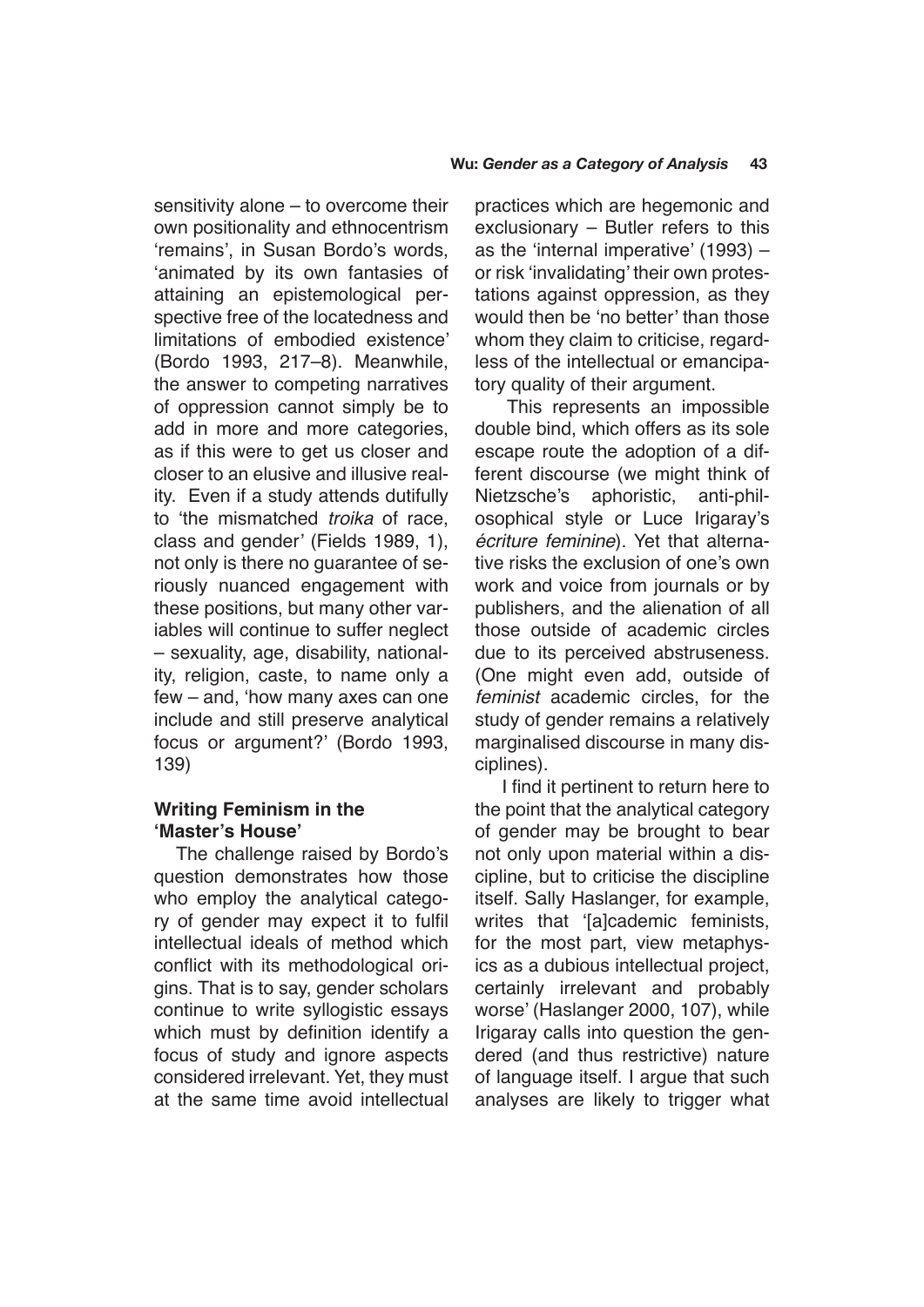sensitivity alone – to overcome their own positionality and ethnocentrism 'remains', in Susan Bordo's words, 'animated by its own fantasies of attaining an epistemological perspective free of the locatedness and limitations of embodied existence' (Bordo 1993, 217–8). Meanwhile, the answer to competing narratives of oppression cannot simply be to add in more and more categories, as if this were to get us closer and closer to an elusive and illusive reality. Even if a study attends dutifully to 'the mismatched *troika* of race, class and gender' (Fields 1989, 1), not only is there no guarantee of seriously nuanced engagement with these positions, but many other variables will continue to suffer neglect – sexuality, age, disability, nationality, religion, caste, to name only a few – and, 'how many axes can one include and still preserve analytical focus or argument?' (Bordo 1993, 139)

## Writing Feminism in the 'Master's House'

The challenge raised by Bordo's question demonstrates how those who employ the analytical category of gender may expect it to fulfil intellectual ideals of method which conflict with its methodological origins. That is to say, gender scholars continue to write syllogistic essays which must by definition identify a focus of study and ignore aspects considered irrelevant. Yet, they must at the same time avoid intellectual practices which are hegemonic and exclusionary – Butler refers to this as the 'internal imperative' (1993) – or risk 'invalidating' their own protestations against oppression, as they would then be 'no better' than those whom they claim to criticise, regardless of the intellectual or emancipatory quality of their argument.

This represents an impossible double bind, which offers as its sole escape route the adoption of a different discourse (we might think of Nietzsche's aphoristic, anti-philosophical style or Luce Irigaray's *écriture feminine*). Yet that alternative risks the exclusion of one's own work and voice from journals or by publishers, and the alienation of all those outside of academic circles due to its perceived abstruseness. (One might even add, outside of *feminist* academic circles, for the study of gender remains a relatively marginalised discourse in many disciplines).

I find it pertinent to return here to the point that the analytical category of gender may be brought to bear not only upon material within a discipline, but to criticise the discipline itself. Sally Haslanger, for example, writes that '[a]cademic feminists, for the most part, view metaphysics as a dubious intellectual project, certainly irrelevant and probably worse' (Haslanger 2000, 107), while Irigaray calls into question the gendered (and thus restrictive) nature of language itself. I argue that such analyses are likely to trigger what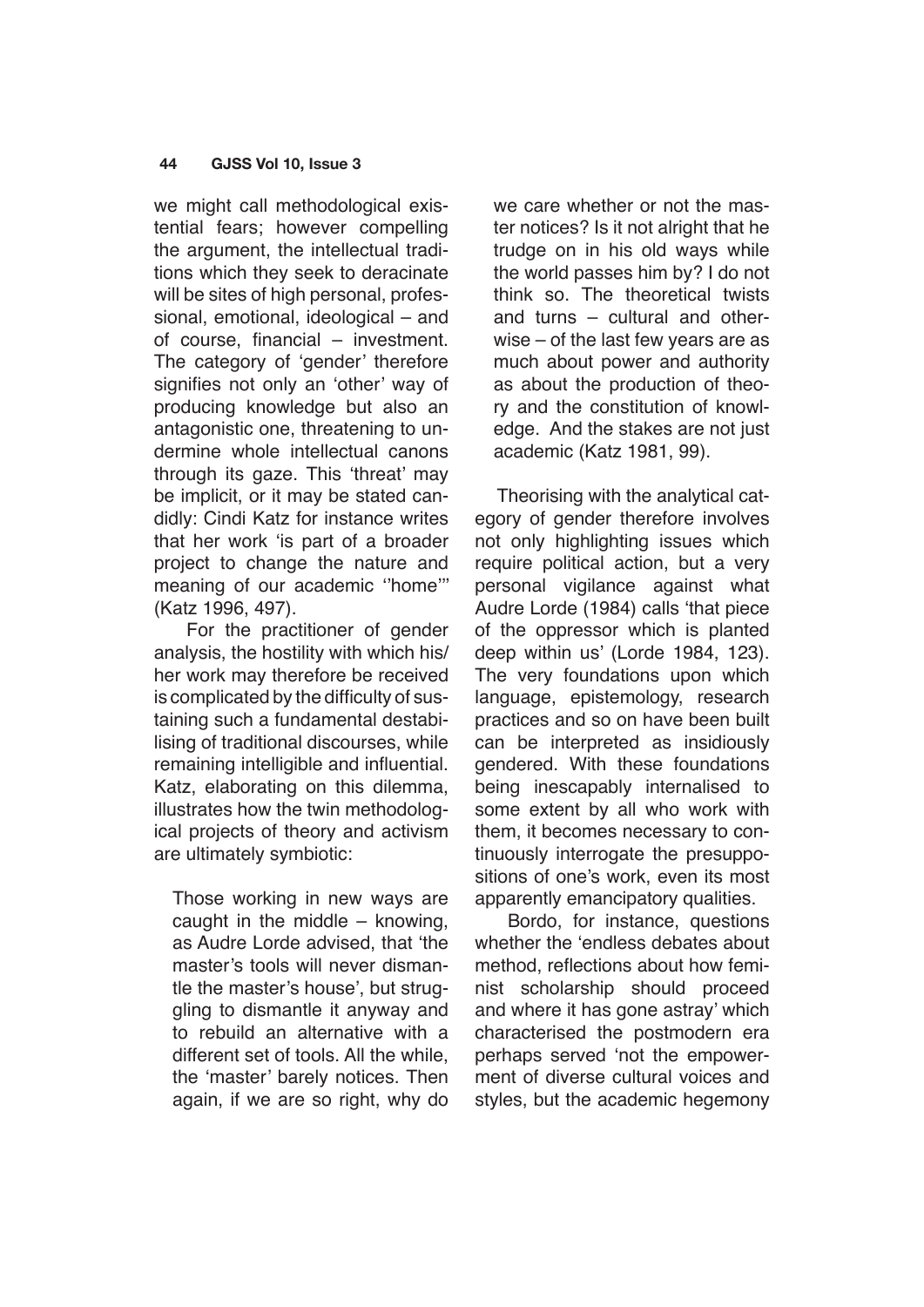we might call methodological existential fears; however compelling the argument, the intellectual traditions which they seek to deracinate will be sites of high personal, professional, emotional, ideological – and of course, financial – investment. The category of 'gender' therefore signifies not only an 'other' way of producing knowledge but also an antagonistic one, threatening to undermine whole intellectual canons through its gaze. This 'threat' may be implicit, or it may be stated candidly: Cindi Katz for instance writes that her work 'is part of a broader project to change the nature and meaning of our academic ''home''' (Katz 1996, 497).

For the practitioner of gender analysis, the hostility with which his/her work may therefore be received is complicated by the difficulty of sustaining such a fundamental destabilising of traditional discourses, while remaining intelligible and influential. Katz, elaborating on this dilemma, illustrates how the twin methodological projects of theory and activism are ultimately symbiotic:

> Those working in new ways are caught in the middle – knowing, as Audre Lorde advised, that 'the master's tools will never dismantle the master's house', but struggling to dismantle it anyway and to rebuild an alternative with a different set of tools. All the while, the 'master' barely notices. Then again, if we are so right, why do we care whether or not the master notices? Is it not alright that he trudge on in his old ways while the world passes him by? I do not think so. The theoretical twists and turns – cultural and otherwise – of the last few years are as much about power and authority as about the production of theory and the constitution of knowledge. And the stakes are not just academic (Katz 1981, 99).

Theorising with the analytical category of gender therefore involves not only highlighting issues which require political action, but a very personal vigilance against what Audre Lorde (1984) calls 'that piece of the oppressor which is planted deep within us' (Lorde 1984, 123). The very foundations upon which language, epistemology, research practices and so on have been built can be interpreted as insidiously gendered. With these foundations being inescapably internalised to some extent by all who work with them, it becomes necessary to continuously interrogate the presuppositions of one's work, even its most apparently emancipatory qualities.

Bordo, for instance, questions whether the 'endless debates about method, reflections about how feminist scholarship should proceed and where it has gone astray' which characterised the postmodern era perhaps served 'not the empowerment of diverse cultural voices and styles, but the academic hegemony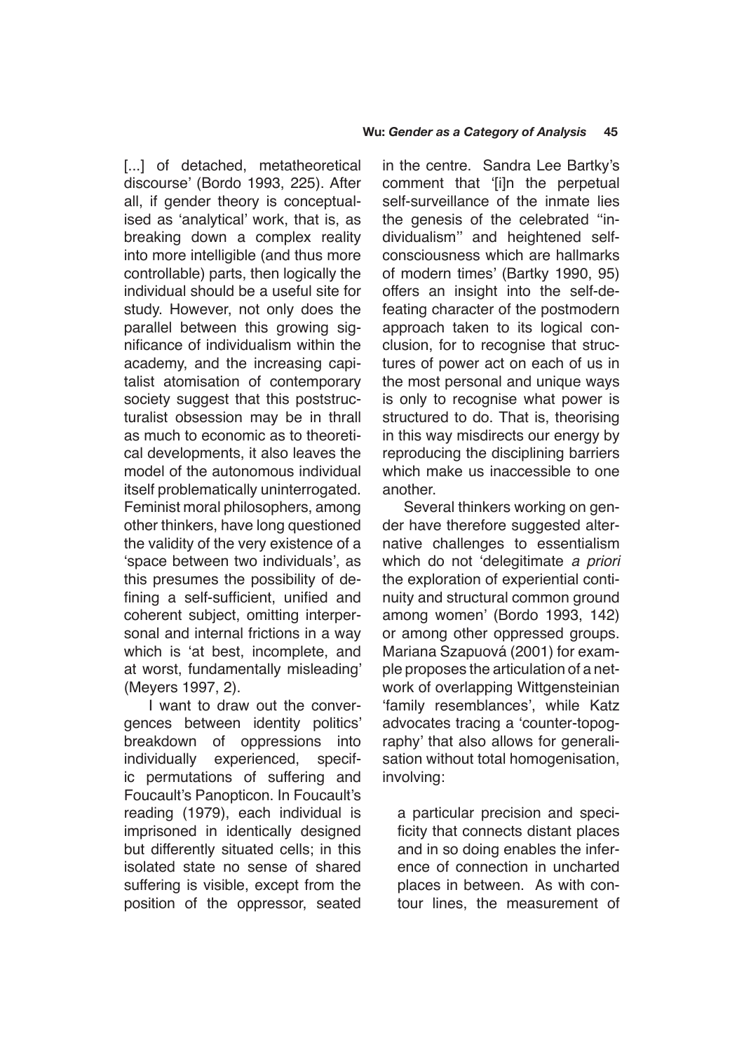[...] of detached, metatheoretical discourse' (Bordo 1993, 225). After all, if gender theory is conceptualised as 'analytical' work, that is, as breaking down a complex reality into more intelligible (and thus more controllable) parts, then logically the individual should be a useful site for study. However, not only does the parallel between this growing significance of individualism within the academy, and the increasing capitalist atomisation of contemporary society suggest that this poststructuralist obsession may be in thrall as much to economic as to theoretical developments, it also leaves the model of the autonomous individual itself problematically uninterrogated. Feminist moral philosophers, among other thinkers, have long questioned the validity of the very existence of a 'space between two individuals', as this presumes the possibility of defining a self-sufficient, unified and coherent subject, omitting interpersonal and internal frictions in a way which is 'at best, incomplete, and at worst, fundamentally misleading' (Meyers 1997, 2).

I want to draw out the convergences between identity politics' breakdown of oppressions into individually experienced, specific permutations of suffering and Foucault's Panopticon. In Foucault's reading (1979), each individual is imprisoned in identically designed but differently situated cells; in this isolated state no sense of shared suffering is visible, except from the position of the oppressor, seated in the centre. Sandra Lee Bartky's comment that '[i]n the perpetual self-surveillance of the inmate lies the genesis of the celebrated "individualism" and heightened self-consciousness which are hallmarks of modern times' (Bartky 1990, 95) offers an insight into the self-defeating character of the postmodern approach taken to its logical conclusion, for to recognise that structures of power act on each of us in the most personal and unique ways is only to recognise what power is structured to do. That is, theorising in this way misdirects our energy by reproducing the disciplining barriers which make us inaccessible to one another.

Several thinkers working on gender have therefore suggested alternative challenges to essentialism which do not 'delegitimate *a priori* the exploration of experiential continuity and structural common ground among women' (Bordo 1993, 142) or among other oppressed groups. Mariana Szapuová (2001) for example proposes the articulation of a network of overlapping Wittgensteinian 'family resemblances', while Katz advocates tracing a 'counter-topography' that also allows for generalisation without total homogenisation, involving:

> a particular precision and specificity that connects distant places and in so doing enables the inference of connection in uncharted places in between. As with contour lines, the measurement of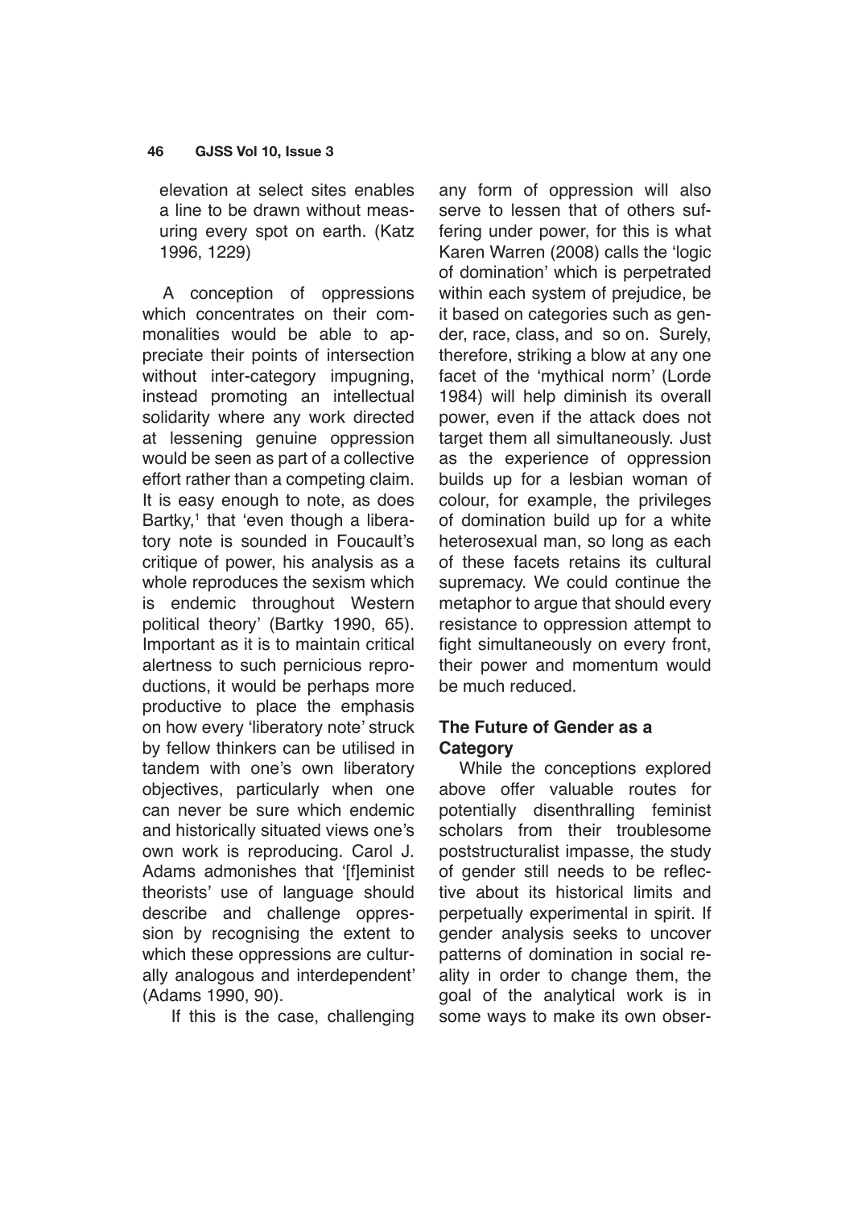elevation at select sites enables a line to be drawn without measuring every spot on earth. (Katz 1996, 1229)

A conception of oppressions which concentrates on their commonalities would be able to appreciate their points of intersection without inter-category impugning, instead promoting an intellectual solidarity where any work directed at lessening genuine oppression would be seen as part of a collective effort rather than a competing claim. It is easy enough to note, as does Bartky,[1] that 'even though a liberatory note is sounded in Foucault's critique of power, his analysis as a whole reproduces the sexism which is endemic throughout Western political theory' (Bartky 1990, 65). Important as it is to maintain critical alertness to such pernicious reproductions, it would be perhaps more productive to place the emphasis on how every 'liberatory note' struck by fellow thinkers can be utilised in tandem with one's own liberatory objectives, particularly when one can never be sure which endemic and historically situated views one's own work is reproducing. Carol J. Adams admonishes that '[f]eminist theorists' use of language should describe and challenge oppression by recognising the extent to which these oppressions are culturally analogous and interdependent' (Adams 1990, 90).

If this is the case, challenging any form of oppression will also serve to lessen that of others suffering under power, for this is what Karen Warren (2008) calls the 'logic of domination' which is perpetrated within each system of prejudice, be it based on categories such as gender, race, class, and so on. Surely, therefore, striking a blow at any one facet of the 'mythical norm' (Lorde 1984) will help diminish its overall power, even if the attack does not target them all simultaneously. Just as the experience of oppression builds up for a lesbian woman of colour, for example, the privileges of domination build up for a white heterosexual man, so long as each of these facets retains its cultural supremacy. We could continue the metaphor to argue that should every resistance to oppression attempt to fight simultaneously on every front, their power and momentum would be much reduced.

## The Future of Gender as a Category

While the conceptions explored above offer valuable routes for potentially disenthralling feminist scholars from their troublesome poststructuralist impasse, the study of gender still needs to be reflective about its historical limits and perpetually experimental in spirit. If gender analysis seeks to uncover patterns of domination in social reality in order to change them, the goal of the analytical work is in some ways to make its own obser-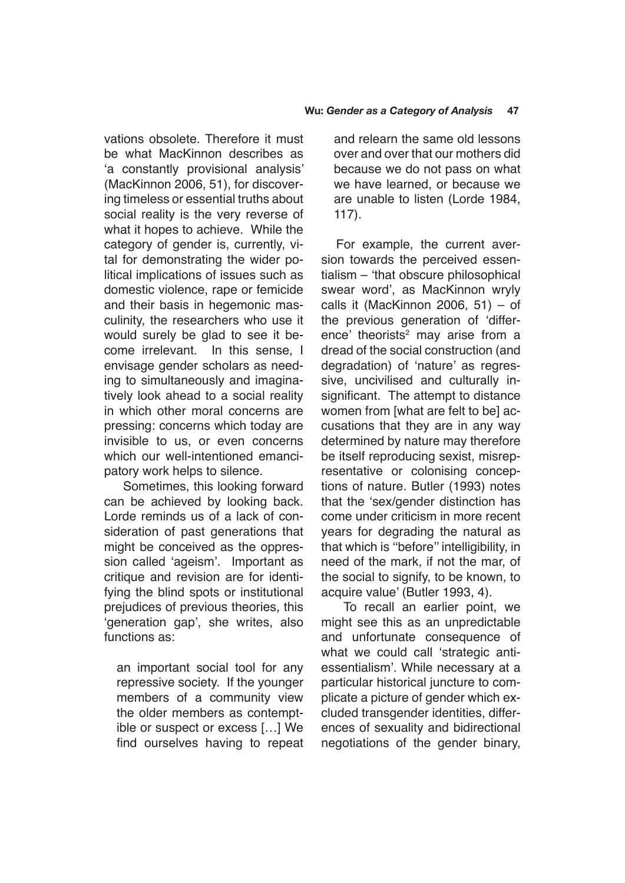vations obsolete. Therefore it must be what MacKinnon describes as 'a constantly provisional analysis' (MacKinnon 2006, 51), for discovering timeless or essential truths about social reality is the very reverse of what it hopes to achieve. While the category of gender is, currently, vital for demonstrating the wider political implications of issues such as domestic violence, rape or femicide and their basis in hegemonic masculinity, the researchers who use it would surely be glad to see it become irrelevant. In this sense, I envisage gender scholars as needing to simultaneously and imaginatively look ahead to a social reality in which other moral concerns are pressing: concerns which today are invisible to us, or even concerns which our well-intentioned emancipatory work helps to silence.

Sometimes, this looking forward can be achieved by looking back. Lorde reminds us of a lack of consideration of past generations that might be conceived as the oppression called 'ageism'. Important as critique and revision are for identifying the blind spots or institutional prejudices of previous theories, this 'generation gap', she writes, also functions as:

> an important social tool for any repressive society. If the younger members of a community view the older members as contemptible or suspect or excess […] We find ourselves having to repeat and relearn the same old lessons over and over that our mothers did because we do not pass on what we have learned, or because we are unable to listen (Lorde 1984, 117).

For example, the current aversion towards the perceived essentialism – 'that obscure philosophical swear word', as MacKinnon wryly calls it (MacKinnon 2006, 51) – of the previous generation of 'difference' theorists[2] may arise from a dread of the social construction (and degradation) of 'nature' as regressive, uncivilised and culturally insignificant. The attempt to distance women from [what are felt to be] accusations that they are in any way determined by nature may therefore be itself reproducing sexist, misrepresentative or colonising conceptions of nature. Butler (1993) notes that the 'sex/gender distinction has come under criticism in more recent years for degrading the natural as that which is "before" intelligibility, in need of the mark, if not the mar, of the social to signify, to be known, to acquire value' (Butler 1993, 4).

To recall an earlier point, we might see this as an unpredictable and unfortunate consequence of what we could call 'strategic anti-essentialism'. While necessary at a particular historical juncture to complicate a picture of gender which excluded transgender identities, differences of sexuality and bidirectional negotiations of the gender binary,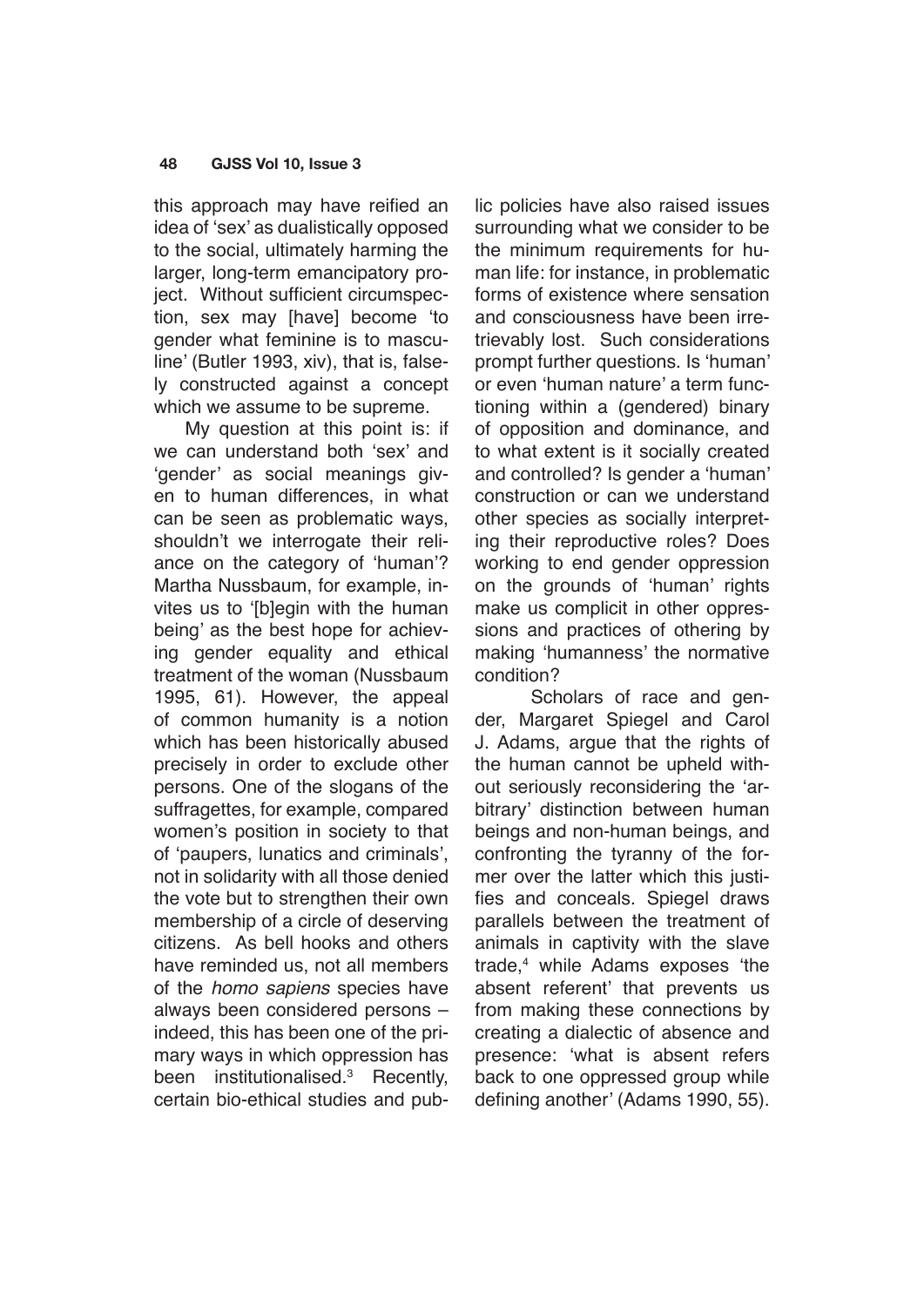this approach may have reified an idea of 'sex' as dualistically opposed to the social, ultimately harming the larger, long-term emancipatory project. Without sufficient circumspection, sex may [have] become 'to gender what feminine is to masculine' (Butler 1993, xiv), that is, falsely constructed against a concept which we assume to be supreme.

My question at this point is: if we can understand both 'sex' and 'gender' as social meanings given to human differences, in what can be seen as problematic ways, shouldn't we interrogate their reliance on the category of 'human'? Martha Nussbaum, for example, invites us to '[b]egin with the human being' as the best hope for achieving gender equality and ethical treatment of the woman (Nussbaum 1995, 61). However, the appeal of common humanity is a notion which has been historically abused precisely in order to exclude other persons. One of the slogans of the suffragettes, for example, compared women's position in society to that of 'paupers, lunatics and criminals', not in solidarity with all those denied the vote but to strengthen their own membership of a circle of deserving citizens. As bell hooks and others have reminded us, not all members of the *homo sapiens* species have always been considered persons – indeed, this has been one of the primary ways in which oppression has been institutionalised.[3] Recently, certain bio-ethical studies and public policies have also raised issues surrounding what we consider to be the minimum requirements for human life: for instance, in problematic forms of existence where sensation and consciousness have been irretrievably lost. Such considerations prompt further questions. Is 'human' or even 'human nature' a term functioning within a (gendered) binary of opposition and dominance, and to what extent is it socially created and controlled? Is gender a 'human' construction or can we understand other species as socially interpreting their reproductive roles? Does working to end gender oppression on the grounds of 'human' rights make us complicit in other oppressions and practices of othering by making 'humanness' the normative condition?

Scholars of race and gender, Margaret Spiegel and Carol J. Adams, argue that the rights of the human cannot be upheld without seriously reconsidering the 'arbitrary' distinction between human beings and non-human beings, and confronting the tyranny of the former over the latter which this justifies and conceals. Spiegel draws parallels between the treatment of animals in captivity with the slave trade,[4] while Adams exposes 'the absent referent' that prevents us from making these connections by creating a dialectic of absence and presence: 'what is absent refers back to one oppressed group while defining another' (Adams 1990, 55).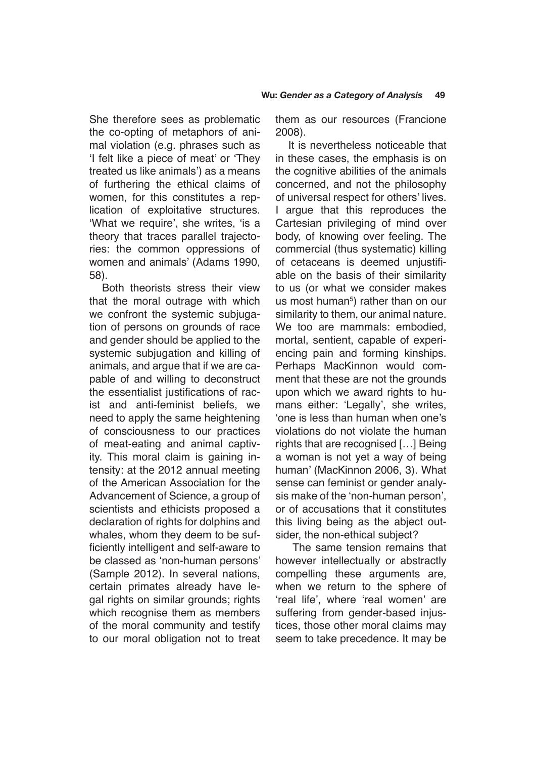She therefore sees as problematic the co-opting of metaphors of animal violation (e.g. phrases such as 'I felt like a piece of meat' or 'They treated us like animals') as a means of furthering the ethical claims of women, for this constitutes a replication of exploitative structures. 'What we require', she writes, 'is a theory that traces parallel trajectories: the common oppressions of women and animals' (Adams 1990, 58).

Both theorists stress their view that the moral outrage with which we confront the systemic subjugation of persons on grounds of race and gender should be applied to the systemic subjugation and killing of animals, and argue that if we are capable of and willing to deconstruct the essentialist justifications of racist and anti-feminist beliefs, we need to apply the same heightening of consciousness to our practices of meat-eating and animal captivity. This moral claim is gaining intensity: at the 2012 annual meeting of the American Association for the Advancement of Science, a group of scientists and ethicists proposed a declaration of rights for dolphins and whales, whom they deem to be sufficiently intelligent and self-aware to be classed as 'non-human persons' (Sample 2012). In several nations, certain primates already have legal rights on similar grounds; rights which recognise them as members of the moral community and testify to our moral obligation not to treat them as our resources (Francione 2008).

It is nevertheless noticeable that in these cases, the emphasis is on the cognitive abilities of the animals concerned, and not the philosophy of universal respect for others' lives. I argue that this reproduces the Cartesian privileging of mind over body, of knowing over feeling. The commercial (thus systematic) killing of cetaceans is deemed unjustifiable on the basis of their similarity to us (or what we consider makes us most human[5]) rather than on our similarity to them, our animal nature. We too are mammals: embodied, mortal, sentient, capable of experiencing pain and forming kinships. Perhaps MacKinnon would comment that these are not the grounds upon which we award rights to humans either: 'Legally', she writes, 'one is less than human when one's violations do not violate the human rights that are recognised […] Being a woman is not yet a way of being human' (MacKinnon 2006, 3). What sense can feminist or gender analysis make of the 'non-human person', or of accusations that it constitutes this living being as the abject outsider, the non-ethical subject?

The same tension remains that however intellectually or abstractly compelling these arguments are, when we return to the sphere of 'real life', where 'real women' are suffering from gender-based injustices, those other moral claims may seem to take precedence. It may be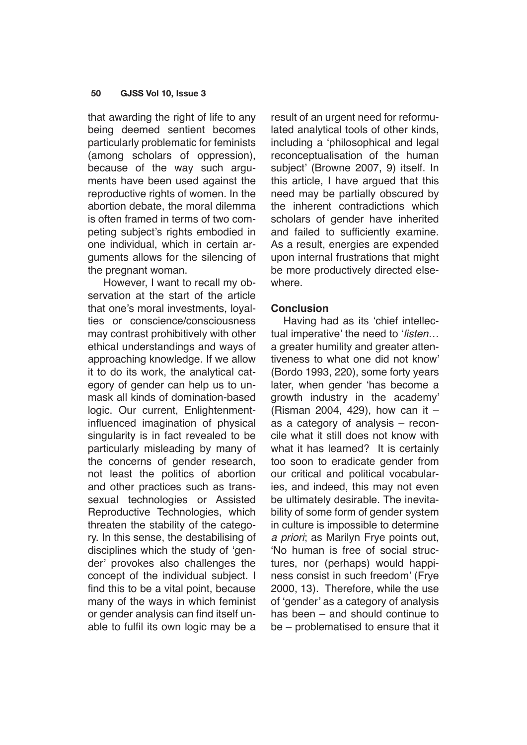that awarding the right of life to any being deemed sentient becomes particularly problematic for feminists (among scholars of oppression), because of the way such arguments have been used against the reproductive rights of women. In the abortion debate, the moral dilemma is often framed in terms of two competing subject's rights embodied in one individual, which in certain arguments allows for the silencing of the pregnant woman.

However, I want to recall my observation at the start of the article that one's moral investments, loyalties or conscience/consciousness may contrast prohibitively with other ethical understandings and ways of approaching knowledge. If we allow it to do its work, the analytical category of gender can help us to unmask all kinds of domination-based logic. Our current, Enlightenment-influenced imagination of physical singularity is in fact revealed to be particularly misleading by many of the concerns of gender research, not least the politics of abortion and other practices such as transsexual technologies or Assisted Reproductive Technologies, which threaten the stability of the category. In this sense, the destabilising of disciplines which the study of 'gender' provokes also challenges the concept of the individual subject. I find this to be a vital point, because many of the ways in which feminist or gender analysis can find itself unable to fulfil its own logic may be a result of an urgent need for reformulated analytical tools of other kinds, including a 'philosophical and legal reconceptualisation of the human subject' (Browne 2007, 9) itself. In this article, I have argued that this need may be partially obscured by the inherent contradictions which scholars of gender have inherited and failed to sufficiently examine. As a result, energies are expended upon internal frustrations that might be more productively directed elsewhere.

## Conclusion

Having had as its 'chief intellectual imperative' the need to '*listen…* a greater humility and greater attentiveness to what one did not know' (Bordo 1993, 220), some forty years later, when gender 'has become a growth industry in the academy' (Risman 2004, 429), how can it – as a category of analysis – reconcile what it still does not know with what it has learned? It is certainly too soon to eradicate gender from our critical and political vocabularies, and indeed, this may not even be ultimately desirable. The inevitability of some form of gender system in culture is impossible to determine *a priori*; as Marilyn Frye points out, 'No human is free of social structures, nor (perhaps) would happiness consist in such freedom' (Frye 2000, 13). Therefore, while the use of 'gender' as a category of analysis has been – and should continue to be – problematised to ensure that it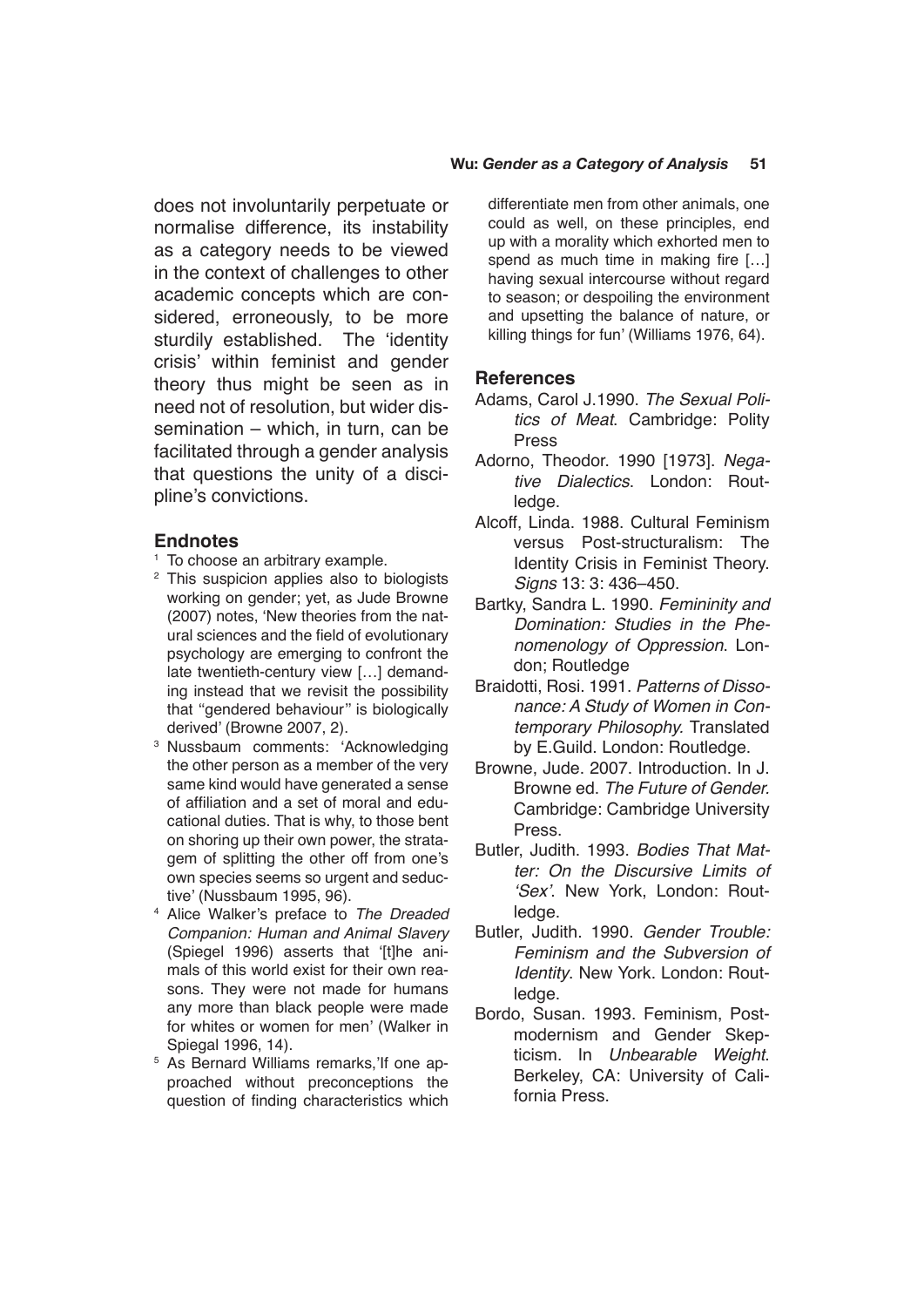does not involuntarily perpetuate or normalise difference, its instability as a category needs to be viewed in the context of challenges to other academic concepts which are considered, erroneously, to be more sturdily established. The 'identity crisis' within feminist and gender theory thus might be seen as in need not of resolution, but wider dissemination – which, in turn, can be facilitated through a gender analysis that questions the unity of a discipline's convictions.

## Endnotes

[1] To choose an arbitrary example.

[2] This suspicion applies also to biologists working on gender; yet, as Jude Browne (2007) notes, 'New theories from the natural sciences and the field of evolutionary psychology are emerging to confront the late twentieth-century view […] demanding instead that we revisit the possibility that "gendered behaviour" is biologically derived' (Browne 2007, 2).

[3] Nussbaum comments: 'Acknowledging the other person as a member of the very same kind would have generated a sense of affiliation and a set of moral and educational duties. That is why, to those bent on shoring up their own power, the stratagem of splitting the other off from one's own species seems so urgent and seductive' (Nussbaum 1995, 96).

[4] Alice Walker's preface to *The Dreaded Companion: Human and Animal Slavery* (Spiegel 1996) asserts that '[t]he animals of this world exist for their own reasons. They were not made for humans any more than black people were made for whites or women for men' (Walker in Spiegal 1996, 14).

[5] As Bernard Williams remarks,'If one approached without preconceptions the question of finding characteristics which differentiate men from other animals, one could as well, on these principles, end up with a morality which exhorted men to spend as much time in making fire […] having sexual intercourse without regard to season; or despoiling the environment and upsetting the balance of nature, or killing things for fun' (Williams 1976, 64).

## References

Adams, Carol J.1990. *The Sexual Politics of Meat*. Cambridge: Polity Press

Adorno, Theodor. 1990 [1973]. *Negative Dialectics*. London: Routledge.

Alcoff, Linda. 1988. Cultural Feminism versus Post-structuralism: The Identity Crisis in Feminist Theory. *Signs* 13: 3: 436–450.

Bartky, Sandra L. 1990. *Femininity and Domination: Studies in the Phenomenology of Oppression*. London; Routledge

Braidotti, Rosi. 1991. *Patterns of Dissonance: A Study of Women in Contemporary Philosophy*. Translated by E.Guild. London: Routledge.

Browne, Jude. 2007. Introduction. In J. Browne ed. *The Future of Gender*. Cambridge: Cambridge University Press.

Butler, Judith. 1993. *Bodies That Matter: On the Discursive Limits of 'Sex'*. New York, London: Routledge.

Butler, Judith. 1990. *Gender Trouble: Feminism and the Subversion of Identity*. New York. London: Routledge.

Bordo, Susan. 1993. Feminism, Postmodernism and Gender Skepticism. In *Unbearable Weight*. Berkeley, CA: University of California Press.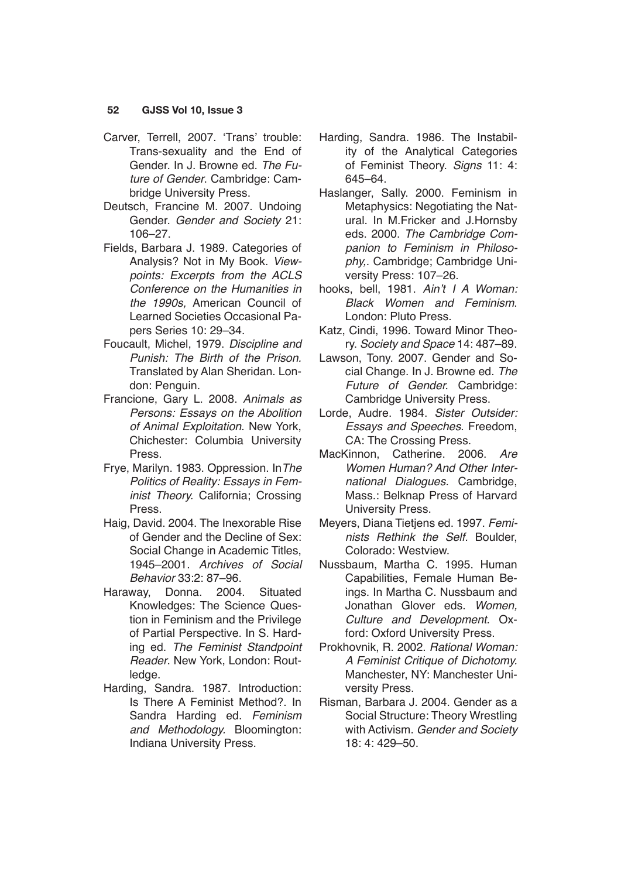Carver, Terrell, 2007. 'Trans' trouble: Trans-sexuality and the End of Gender. In J. Browne ed. *The Future of Gender*. Cambridge: Cambridge University Press.

Deutsch, Francine M. 2007. Undoing Gender. *Gender and Society* 21: 106–27.

Fields, Barbara J. 1989. Categories of Analysis? Not in My Book. *Viewpoints: Excerpts from the ACLS Conference on the Humanities in the 1990s,* American Council of Learned Societies Occasional Papers Series 10: 29–34.

Foucault, Michel, 1979. *Discipline and Punish: The Birth of the Prison.* Translated by Alan Sheridan. London: Penguin.

Francione, Gary L. 2008. *Animals as Persons: Essays on the Abolition of Animal Exploitation*. New York, Chichester: Columbia University Press.

Frye, Marilyn. 1983. Oppression. In*The Politics of Reality: Essays in Feminist Theory.* California; Crossing Press.

Haig, David. 2004. The Inexorable Rise of Gender and the Decline of Sex: Social Change in Academic Titles, 1945–2001. *Archives of Social Behavior* 33:2: 87–96.

Haraway, Donna. 2004. Situated Knowledges: The Science Question in Feminism and the Privilege of Partial Perspective. In S. Harding ed. *The Feminist Standpoint Reader*. New York, London: Routledge.

Harding, Sandra. 1987. Introduction: Is There A Feminist Method?. In Sandra Harding ed. *Feminism and Methodology.* Bloomington: Indiana University Press.

Harding, Sandra. 1986. The Instability of the Analytical Categories of Feminist Theory. *Signs* 11: 4: 645–64.

Haslanger, Sally. 2000. Feminism in Metaphysics: Negotiating the Natural. In M.Fricker and J.Hornsby eds. 2000. *The Cambridge Companion to Feminism in Philosophy,.* Cambridge; Cambridge University Press: 107–26.

hooks, bell, 1981. *Ain't I A Woman: Black Women and Feminism*. London: Pluto Press.

Katz, Cindi, 1996. Toward Minor Theory. *Society and Space* 14: 487–89.

Lawson, Tony. 2007. Gender and Social Change. In J. Browne ed. *The Future of Gender.* Cambridge: Cambridge University Press.

Lorde, Audre. 1984. *Sister Outsider: Essays and Speeches*. Freedom, CA: The Crossing Press.

MacKinnon, Catherine. 2006. *Are Women Human? And Other International Dialogues.* Cambridge, Mass.: Belknap Press of Harvard University Press.

Meyers, Diana Tietjens ed. 1997. *Feminists Rethink the Self.* Boulder, Colorado: Westview.

Nussbaum, Martha C. 1995. Human Capabilities, Female Human Beings. In Martha C. Nussbaum and Jonathan Glover eds. *Women, Culture and Development*. Oxford: Oxford University Press.

Prokhovnik, R. 2002. *Rational Woman: A Feminist Critique of Dichotomy.* Manchester, NY: Manchester University Press.

Risman, Barbara J. 2004. Gender as a Social Structure: Theory Wrestling with Activism. *Gender and Society* 18: 4: 429–50.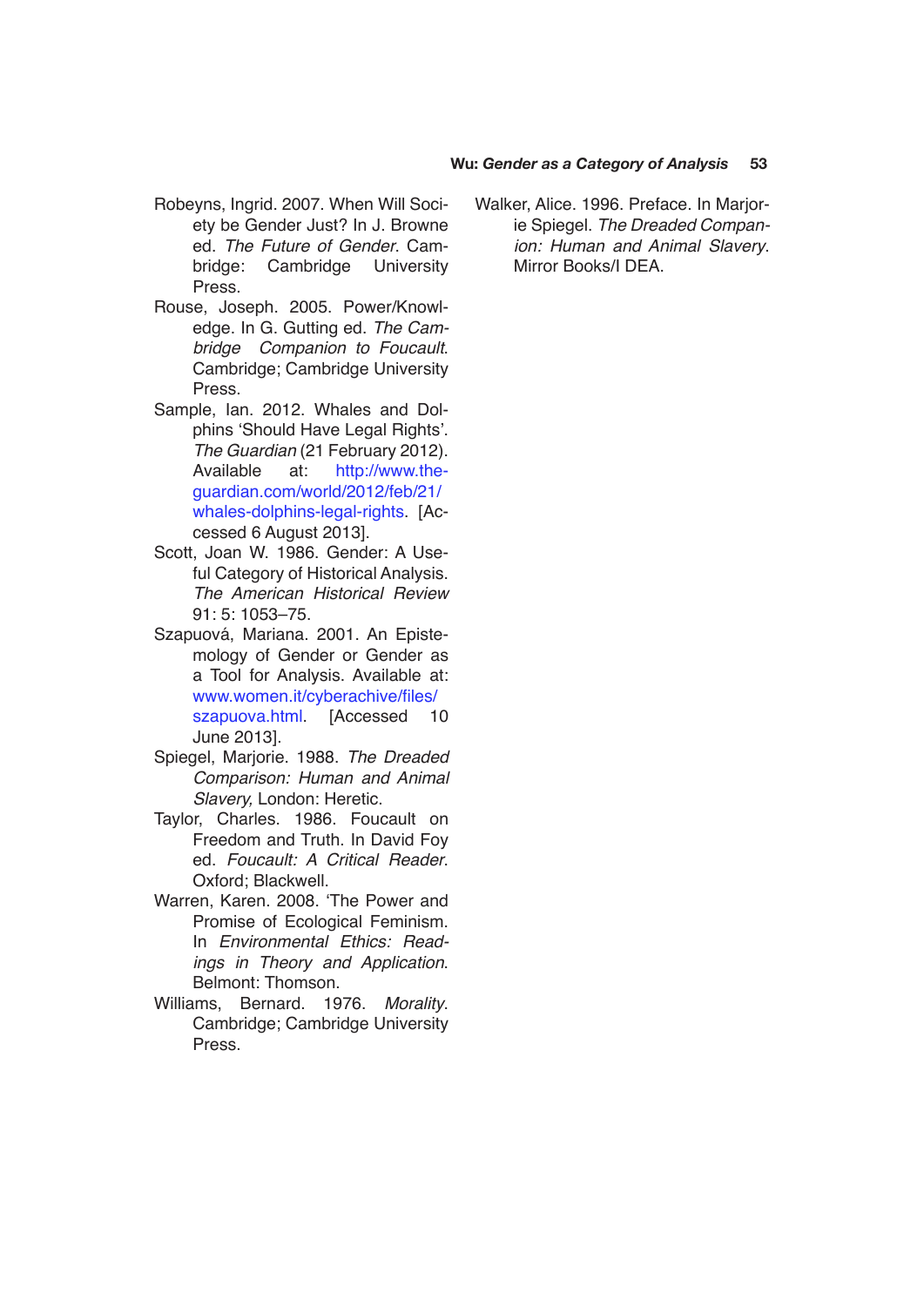Robeyns, Ingrid. 2007. When Will Society be Gender Just? In J. Browne ed. *The Future of Gender*. Cambridge: Cambridge University Press.

Rouse, Joseph. 2005. Power/Knowledge. In G. Gutting ed. *The Cambridge Companion to Foucault*. Cambridge; Cambridge University Press.

Sample, Ian. 2012. Whales and Dolphins 'Should Have Legal Rights'. *The Guardian* (21 February 2012). Available at: http://www.theguardian.com/world/2012/feb/21/whales-dolphins-legal-rights. [Accessed 6 August 2013].

Scott, Joan W. 1986. Gender: A Useful Category of Historical Analysis. *The American Historical Review* 91: 5: 1053–75.

Szapuová, Mariana. 2001. An Epistemology of Gender or Gender as a Tool for Analysis. Available at: www.women.it/cyberachive/files/szapuova.html. [Accessed 10 June 2013].

Spiegel, Marjorie. 1988. *The Dreaded Comparison: Human and Animal Slavery,* London: Heretic.

Taylor, Charles. 1986. Foucault on Freedom and Truth. In David Foy ed. *Foucault: A Critical Reader*. Oxford; Blackwell.

Warren, Karen. 2008. 'The Power and Promise of Ecological Feminism. In *Environmental Ethics: Readings in Theory and Application*. Belmont: Thomson.

Williams, Bernard. 1976. *Morality*. Cambridge; Cambridge University Press.

Walker, Alice. 1996. Preface. In Marjorie Spiegel. *The Dreaded Companion: Human and Animal Slavery*. Mirror Books/I DEA.